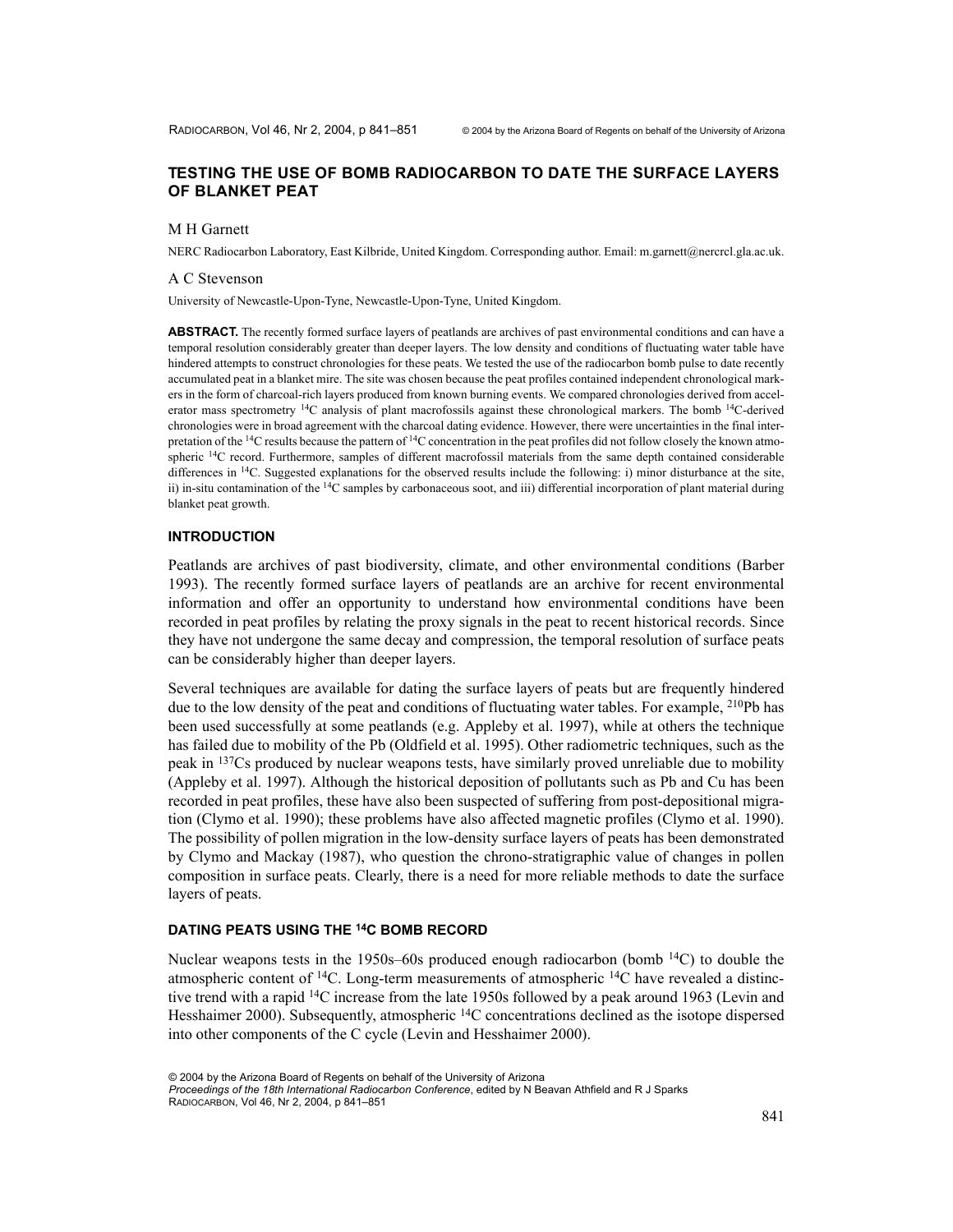# TESTING THE USE OF BOMB RADIOCARBON TO DATE THE SURFACE LAYERS OF BLANKET PEAT

M H Garnett

NERC Radiocarbon Laboratory, East Kilbride, United Kingdom. Corresponding author. Email: m.garnett@nercrcl.gla.ac.uk.

A C Stevenson

University of Newcastle-Upon-Tyne, Newcastle-Upon-Tyne, United Kingdom.

**ABSTRACT.** The recently formed surface layers of peatlands are archives of past environmental conditions and can have a temporal resolution considerably greater than deeper layers. The low density and conditions of fluctuating water table have hindered attempts to construct chronologies for these peats. We tested the use of the radiocarbon bomb pulse to date recently accumulated peat in a blanket mire. The site was chosen because the peat profiles contained independent chronological markers in the form of charcoal-rich layers produced from known burning events. We compared chronologies derived from accelerator mass spectrometry $^{14}C$ analysis of plant macrofossils against these chronological markers. The bomb $^{14}C$-derived chronologies were in broad agreement with the charcoal dating evidence. However, there were uncertainties in the final interpretation of the $^{14}C$ results because the pattern of $^{14}C$ concentration in the peat profiles did not follow closely the known atmospheric $^{14}C$ record. Furthermore, samples of different macrofossil materials from the same depth contained considerable differences in $^{14}C$. Suggested explanations for the observed results include the following: i) minor disturbance at the site, ii) in-situ contamination of the $^{14}C$ samples by carbonaceous soot, and iii) differential incorporation of plant material during blanket peat growth.

## INTRODUCTION

Peatlands are archives of past biodiversity, climate, and other environmental conditions (Barber 1993). The recently formed surface layers of peatlands are an archive for recent environmental information and offer an opportunity to understand how environmental conditions have been recorded in peat profiles by relating the proxy signals in the peat to recent historical records. Since they have not undergone the same decay and compression, the temporal resolution of surface peats can be considerably higher than deeper layers.

Several techniques are available for dating the surface layers of peats but are frequently hindered due to the low density of the peat and conditions of fluctuating water tables. For example, $^{210}Pb$ has been used successfully at some peatlands (e.g. Appleby et al. 1997), while at others the technique has failed due to mobility of the Pb (Oldfield et al. 1995). Other radiometric techniques, such as the peak in $^{137}Cs$ produced by nuclear weapons tests, have similarly proved unreliable due to mobility (Appleby et al. 1997). Although the historical deposition of pollutants such as Pb and Cu has been recorded in peat profiles, these have also been suspected of suffering from post-depositional migration (Clymo et al. 1990); these problems have also affected magnetic profiles (Clymo et al. 1990). The possibility of pollen migration in the low-density surface layers of peats has been demonstrated by Clymo and Mackay (1987), who question the chrono-stratigraphic value of changes in pollen composition in surface peats. Clearly, there is a need for more reliable methods to date the surface layers of peats.

## DATING PEATS USING THE $^{14}C$ BOMB RECORD

Nuclear weapons tests in the 1950s–60s produced enough radiocarbon (bomb $^{14}C$) to double the atmospheric content of $^{14}C$. Long-term measurements of atmospheric $^{14}C$ have revealed a distinctive trend with a rapid $^{14}C$ increase from the late 1950s followed by a peak around 1963 (Levin and Hesshaimer 2000). Subsequently, atmospheric $^{14}C$ concentrations declined as the isotope dispersed into other components of the C cycle (Levin and Hesshaimer 2000).

© 2004 by the Arizona Board of Regents on behalf of the University of Arizona
*Proceedings of the 18th International Radiocarbon Conference*, edited by N Beavan Athfield and R J Sparks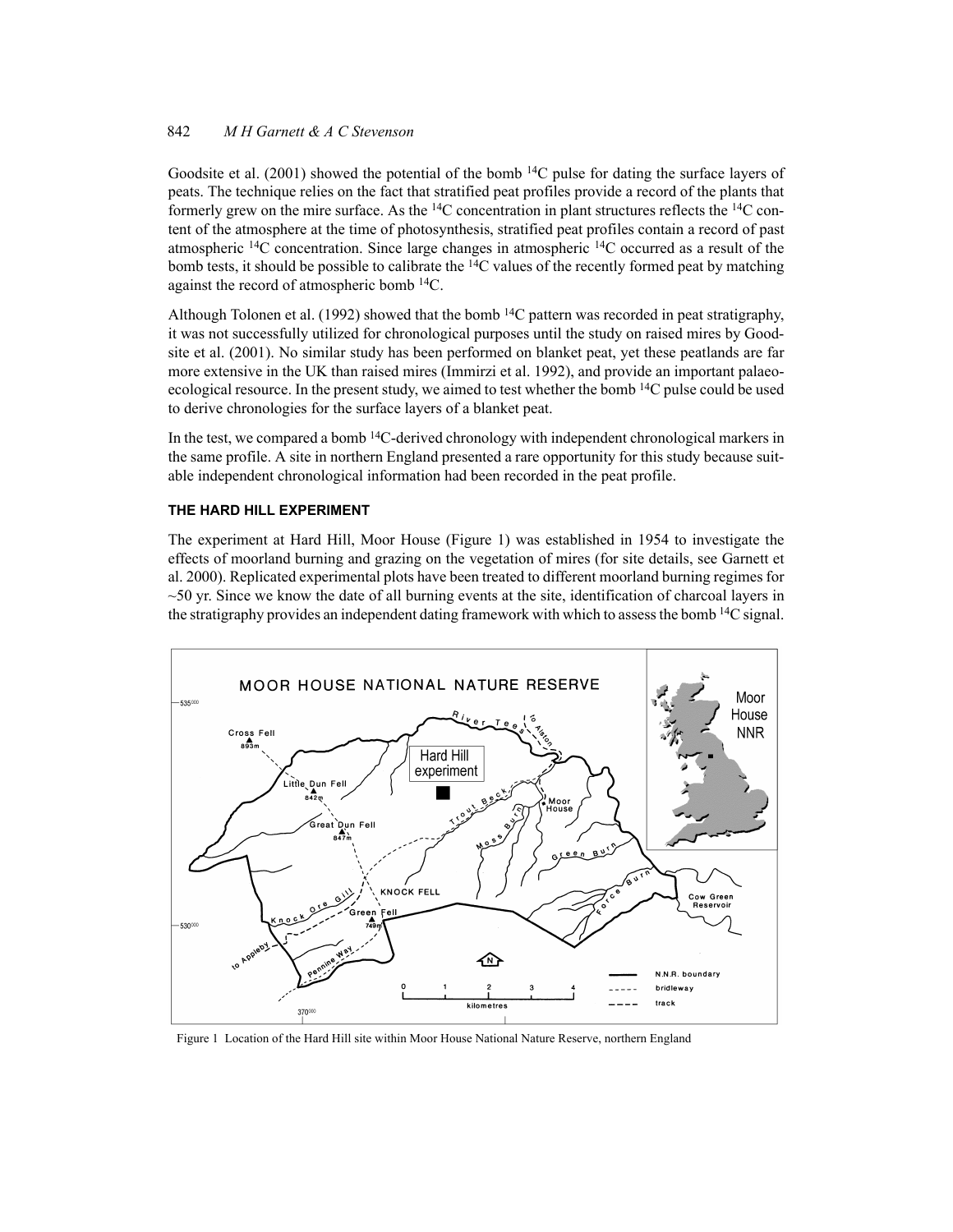Goodsite et al. (2001) showed the potential of the bomb $^{14}C$ pulse for dating the surface layers of peats. The technique relies on the fact that stratified peat profiles provide a record of the plants that formerly grew on the mire surface. As the $^{14}C$ concentration in plant structures reflects the $^{14}C$ content of the atmosphere at the time of photosynthesis, stratified peat profiles contain a record of past atmospheric $^{14}C$ concentration. Since large changes in atmospheric $^{14}C$ occurred as a result of the bomb tests, it should be possible to calibrate the $^{14}C$ values of the recently formed peat by matching against the record of atmospheric bomb $^{14}C$.

Although Tolonen et al. (1992) showed that the bomb $^{14}C$ pattern was recorded in peat stratigraphy, it was not successfully utilized for chronological purposes until the study on raised mires by Goodsite et al. (2001). No similar study has been performed on blanket peat, yet these peatlands are far more extensive in the UK than raised mires (Immirzi et al. 1992), and provide an important palaeoecological resource. In the present study, we aimed to test whether the bomb $^{14}C$ pulse could be used to derive chronologies for the surface layers of a blanket peat.

In the test, we compared a bomb $^{14}C$-derived chronology with independent chronological markers in the same profile. A site in northern England presented a rare opportunity for this study because suitable independent chronological information had been recorded in the peat profile.

## THE HARD HILL EXPERIMENT

The experiment at Hard Hill, Moor House (Figure 1) was established in 1954 to investigate the effects of moorland burning and grazing on the vegetation of mires (for site details, see Garnett et al. 2000). Replicated experimental plots have been treated to different moorland burning regimes for ~50 yr. Since we know the date of all burning events at the site, identification of charcoal layers in the stratigraphy provides an independent dating framework with which to assess the bomb $^{14}C$ signal.

Figure 1 Location of the Hard Hill site within Moor House National Nature Reserve, northern England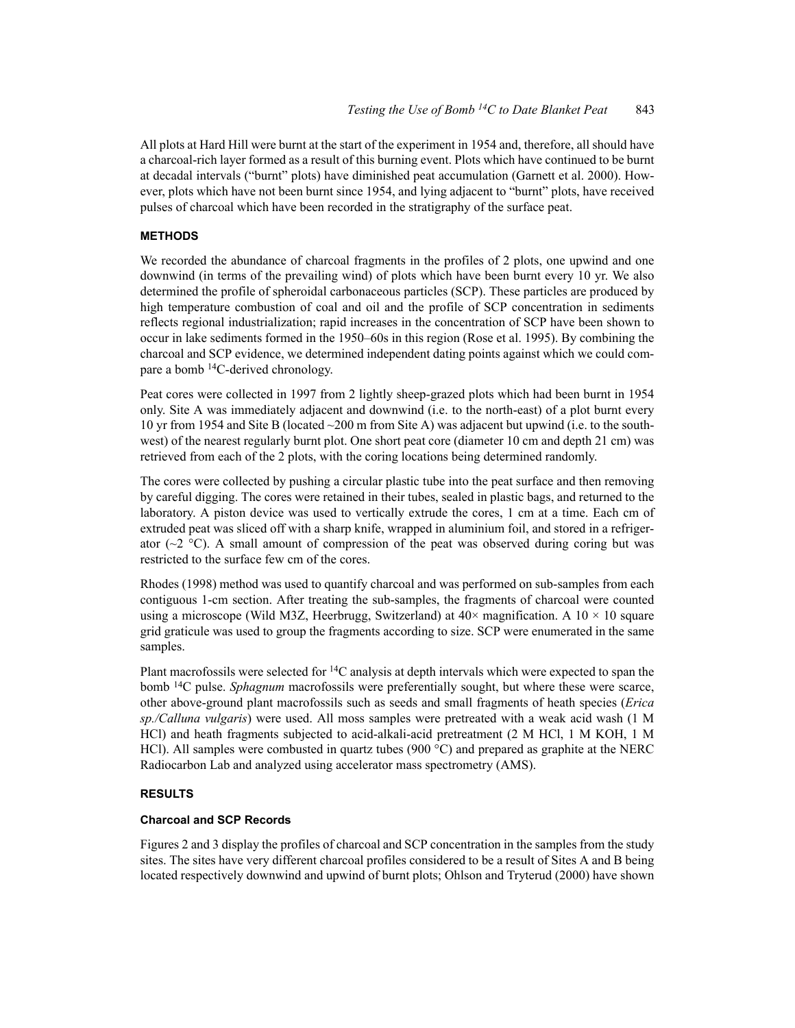All plots at Hard Hill were burnt at the start of the experiment in 1954 and, therefore, all should have a charcoal-rich layer formed as a result of this burning event. Plots which have continued to be burnt at decadal intervals ("burnt" plots) have diminished peat accumulation (Garnett et al. 2000). However, plots which have not been burnt since 1954, and lying adjacent to "burnt" plots, have received pulses of charcoal which have been recorded in the stratigraphy of the surface peat.

## METHODS

We recorded the abundance of charcoal fragments in the profiles of 2 plots, one upwind and one downwind (in terms of the prevailing wind) of plots which have been burnt every 10 yr. We also determined the profile of spheroidal carbonaceous particles (SCP). These particles are produced by high temperature combustion of coal and oil and the profile of SCP concentration in sediments reflects regional industrialization; rapid increases in the concentration of SCP have been shown to occur in lake sediments formed in the 1950–60s in this region (Rose et al. 1995). By combining the charcoal and SCP evidence, we determined independent dating points against which we could compare a bomb $^{14}C$-derived chronology.

Peat cores were collected in 1997 from 2 lightly sheep-grazed plots which had been burnt in 1954 only. Site A was immediately adjacent and downwind (i.e. to the north-east) of a plot burnt every 10 yr from 1954 and Site B (located ~200 m from Site A) was adjacent but upwind (i.e. to the south-west) of the nearest regularly burnt plot. One short peat core (diameter 10 cm and depth 21 cm) was retrieved from each of the 2 plots, with the coring locations being determined randomly.

The cores were collected by pushing a circular plastic tube into the peat surface and then removing by careful digging. The cores were retained in their tubes, sealed in plastic bags, and returned to the laboratory. A piston device was used to vertically extrude the cores, 1 cm at a time. Each cm of extruded peat was sliced off with a sharp knife, wrapped in aluminium foil, and stored in a refrigerator (~2 °C). A small amount of compression of the peat was observed during coring but was restricted to the surface few cm of the cores.

Rhodes (1998) method was used to quantify charcoal and was performed on sub-samples from each contiguous 1-cm section. After treating the sub-samples, the fragments of charcoal were counted using a microscope (Wild M3Z, Heerbrugg, Switzerland) at 40× magnification. A 10 × 10 square grid graticule was used to group the fragments according to size. SCP were enumerated in the same samples.

Plant macrofossils were selected for $^{14}C$ analysis at depth intervals which were expected to span the bomb $^{14}C$ pulse. *Sphagnum* macrofossils were preferentially sought, but where these were scarce, other above-ground plant macrofossils such as seeds and small fragments of heath species (*Erica sp./Calluna vulgaris*) were used. All moss samples were pretreated with a weak acid wash (1 M HCl) and heath fragments subjected to acid-alkali-acid pretreatment (2 M HCl, 1 M KOH, 1 M HCl). All samples were combusted in quartz tubes (900 °C) and prepared as graphite at the NERC Radiocarbon Lab and analyzed using accelerator mass spectrometry (AMS).

## RESULTS

### Charcoal and SCP Records

Figures 2 and 3 display the profiles of charcoal and SCP concentration in the samples from the study sites. The sites have very different charcoal profiles considered to be a result of Sites A and B being located respectively downwind and upwind of burnt plots; Ohlson and Tryterud (2000) have shown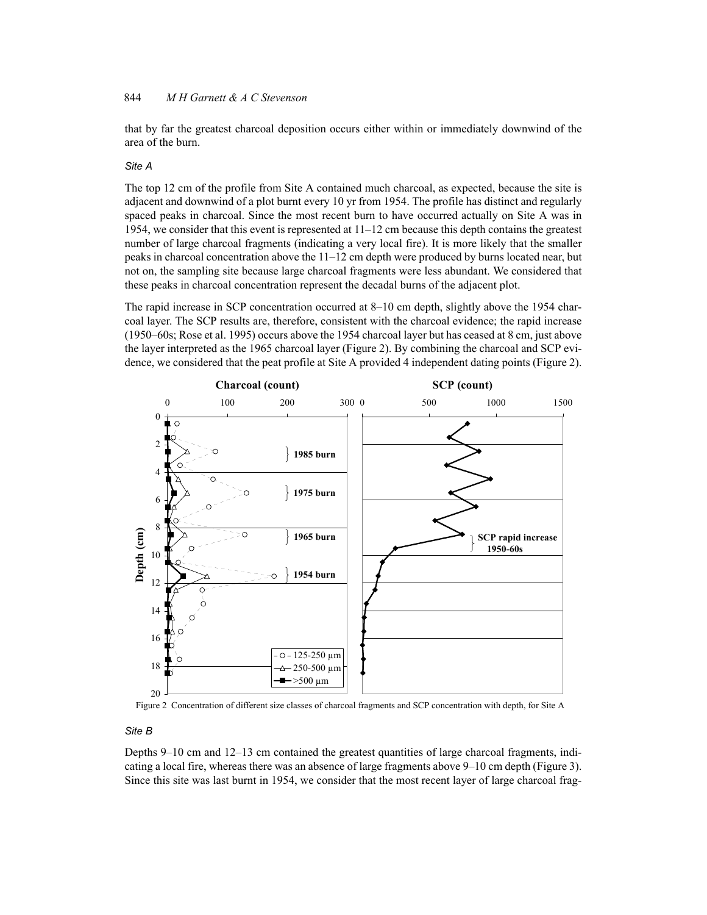that by far the greatest charcoal deposition occurs either within or immediately downwind of the area of the burn.

### *Site A*

The top 12 cm of the profile from Site A contained much charcoal, as expected, because the site is adjacent and downwind of a plot burnt every 10 yr from 1954. The profile has distinct and regularly spaced peaks in charcoal. Since the most recent burn to have occurred actually on Site A was in 1954, we consider that this event is represented at 11–12 cm because this depth contains the greatest number of large charcoal fragments (indicating a very local fire). It is more likely that the smaller peaks in charcoal concentration above the 11–12 cm depth were produced by burns located near, but not on, the sampling site because large charcoal fragments were less abundant. We considered that these peaks in charcoal concentration represent the decadal burns of the adjacent plot.

The rapid increase in SCP concentration occurred at 8–10 cm depth, slightly above the 1954 charcoal layer. The SCP results are, therefore, consistent with the charcoal evidence; the rapid increase (1950–60s; Rose et al. 1995) occurs above the 1954 charcoal layer but has ceased at 8 cm, just above the layer interpreted as the 1965 charcoal layer (Figure 2). By combining the charcoal and SCP evidence, we considered that the peat profile at Site A provided 4 independent dating points (Figure 2).

Figure 2 Concentration of different size classes of charcoal fragments and SCP concentration with depth, for Site A

### *Site B*

Depths 9–10 cm and 12–13 cm contained the greatest quantities of large charcoal fragments, indicating a local fire, whereas there was an absence of large fragments above 9–10 cm depth (Figure 3). Since this site was last burnt in 1954, we consider that the most recent layer of large charcoal frag-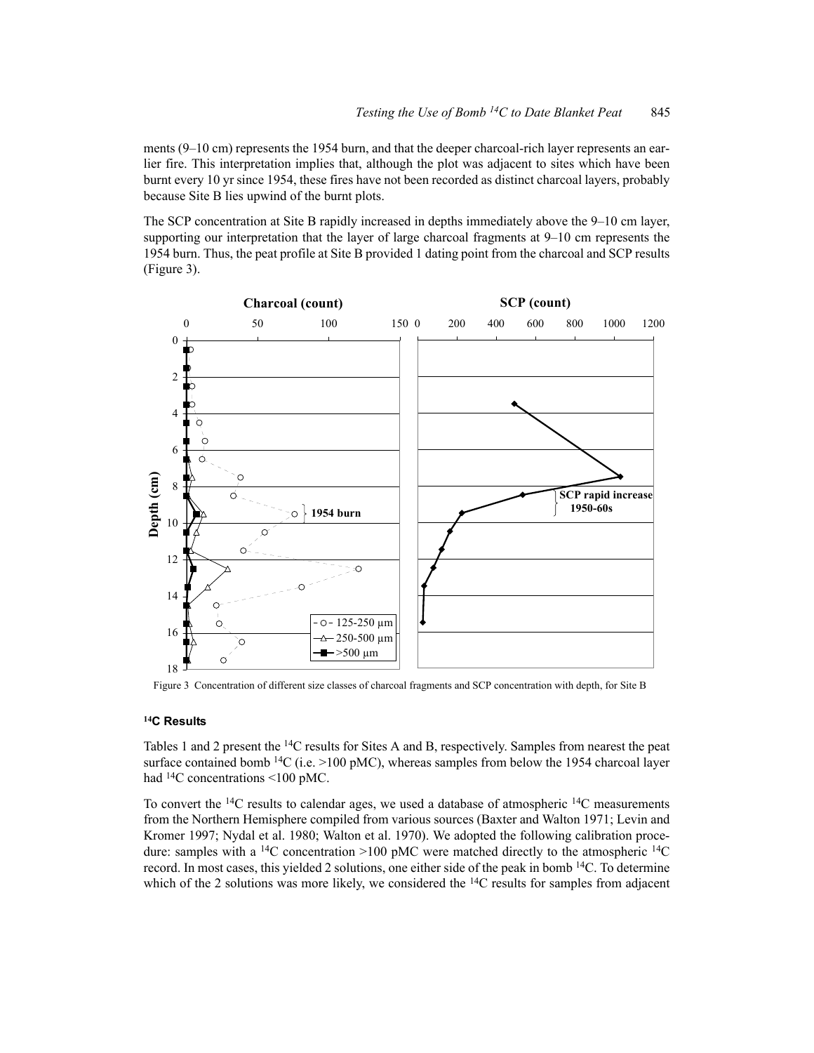ments (9–10 cm) represents the 1954 burn, and that the deeper charcoal-rich layer represents an earlier fire. This interpretation implies that, although the plot was adjacent to sites which have been burnt every 10 yr since 1954, these fires have not been recorded as distinct charcoal layers, probably because Site B lies upwind of the burnt plots.

The SCP concentration at Site B rapidly increased in depths immediately above the 9–10 cm layer, supporting our interpretation that the layer of large charcoal fragments at 9–10 cm represents the 1954 burn. Thus, the peat profile at Site B provided 1 dating point from the charcoal and SCP results (Figure 3).

Figure 3 Concentration of different size classes of charcoal fragments and SCP concentration with depth, for Site B

### $^{14}$C Results

Tables 1 and 2 present the $^{14}$C results for Sites A and B, respectively. Samples from nearest the peat surface contained bomb $^{14}$C (i.e. >100 pMC), whereas samples from below the 1954 charcoal layer had $^{14}$C concentrations <100 pMC.

To convert the $^{14}$C results to calendar ages, we used a database of atmospheric $^{14}$C measurements from the Northern Hemisphere compiled from various sources (Baxter and Walton 1971; Levin and Kromer 1997; Nydal et al. 1980; Walton et al. 1970). We adopted the following calibration procedure: samples with a $^{14}$C concentration >100 pMC were matched directly to the atmospheric $^{14}$C record. In most cases, this yielded 2 solutions, one either side of the peak in bomb $^{14}$C. To determine which of the 2 solutions was more likely, we considered the $^{14}$C results for samples from adjacent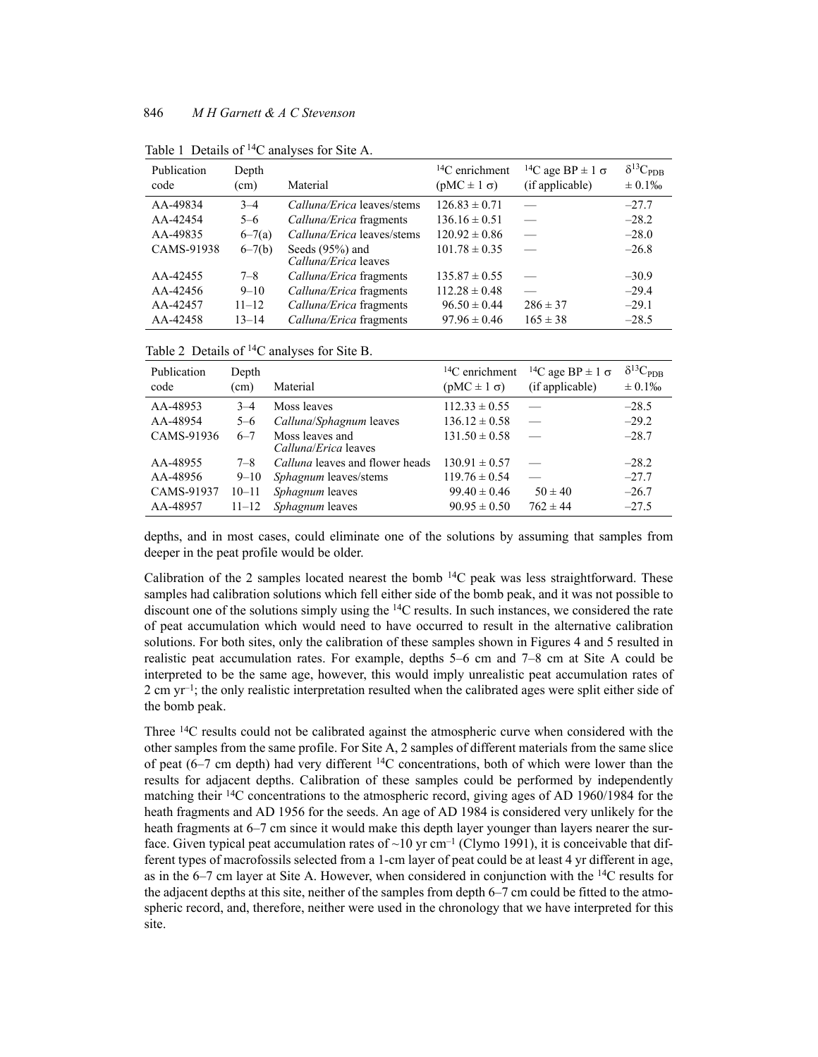Table 1 Details of $^{14}$C analyses for Site A.

| Publication code | Depth (cm) | Material | $^{14}$C enrichment (pMC ± 1 σ) | $^{14}$C age BP ± 1 σ (if applicable) | $\delta^{13}C_{PDB}$ ± 0.1‰ |
|---|---|---|---|---|---|
| AA-49834 | 3–4 | *Calluna/Erica* leaves/stems | 126.83 ± 0.71 | — | –27.7 |
| AA-42454 | 5–6 | *Calluna/Erica* fragments | 136.16 ± 0.51 | — | –28.2 |
| AA-49835 | 6–7(a) | *Calluna/Erica* leaves/stems | 120.92 ± 0.86 | — | –28.0 |
| CAMS-91938 | 6–7(b) | Seeds (95%) and *Calluna/Erica* leaves | 101.78 ± 0.35 | — | –26.8 |
| AA-42455 | 7–8 | *Calluna/Erica* fragments | 135.87 ± 0.55 | — | –30.9 |
| AA-42456 | 9–10 | *Calluna/Erica* fragments | 112.28 ± 0.48 | — | –29.4 |
| AA-42457 | 11–12 | *Calluna/Erica* fragments | 96.50 ± 0.44 | 286 ± 37 | –29.1 |
| AA-42458 | 13–14 | *Calluna/Erica* fragments | 97.96 ± 0.46 | 165 ± 38 | –28.5 |

Table 2 Details of $^{14}$C analyses for Site B.

| Publication code | Depth (cm) | Material | $^{14}$C enrichment (pMC ± 1 σ) | $^{14}$C age BP ± 1 σ (if applicable) | $\delta^{13}C_{PDB}$ ± 0.1‰ |
|---|---|---|---|---|---|
| AA-48953 | 3–4 | Moss leaves | 112.33 ± 0.55 | — | –28.5 |
| AA-48954 | 5–6 | *Calluna*/*Sphagnum* leaves | 136.12 ± 0.58 | — | –29.2 |
| CAMS-91936 | 6–7 | Moss leaves and *Calluna*/*Erica* leaves | 131.50 ± 0.58 | — | –28.7 |
| AA-48955 | 7–8 | *Calluna* leaves and flower heads | 130.91 ± 0.57 | — | –28.2 |
| AA-48956 | 9–10 | *Sphagnum* leaves/stems | 119.76 ± 0.54 | — | –27.7 |
| CAMS-91937 | 10–11 | *Sphagnum* leaves | 99.40 ± 0.46 | 50 ± 40 | –26.7 |
| AA-48957 | 11–12 | *Sphagnum* leaves | 90.95 ± 0.50 | 762 ± 44 | –27.5 |

depths, and in most cases, could eliminate one of the solutions by assuming that samples from deeper in the peat profile would be older.

Calibration of the 2 samples located nearest the bomb $^{14}$C peak was less straightforward. These samples had calibration solutions which fell either side of the bomb peak, and it was not possible to discount one of the solutions simply using the $^{14}$C results. In such instances, we considered the rate of peat accumulation which would need to have occurred to result in the alternative calibration solutions. For both sites, only the calibration of these samples shown in Figures 4 and 5 resulted in realistic peat accumulation rates. For example, depths 5–6 cm and 7–8 cm at Site A could be interpreted to be the same age, however, this would imply unrealistic peat accumulation rates of 2 cm yr$^{-1}$; the only realistic interpretation resulted when the calibrated ages were split either side of the bomb peak.

Three $^{14}$C results could not be calibrated against the atmospheric curve when considered with the other samples from the same profile. For Site A, 2 samples of different materials from the same slice of peat (6–7 cm depth) had very different $^{14}$C concentrations, both of which were lower than the results for adjacent depths. Calibration of these samples could be performed by independently matching their $^{14}$C concentrations to the atmospheric record, giving ages of AD 1960/1984 for the heath fragments and AD 1956 for the seeds. An age of AD 1984 is considered very unlikely for the heath fragments at 6–7 cm since it would make this depth layer younger than layers nearer the surface. Given typical peat accumulation rates of ~10 yr cm$^{-1}$ (Clymo 1991), it is conceivable that different types of macrofossils selected from a 1-cm layer of peat could be at least 4 yr different in age, as in the 6–7 cm layer at Site A. However, when considered in conjunction with the $^{14}$C results for the adjacent depths at this site, neither of the samples from depth 6–7 cm could be fitted to the atmospheric record, and, therefore, neither were used in the chronology that we have interpreted for this site.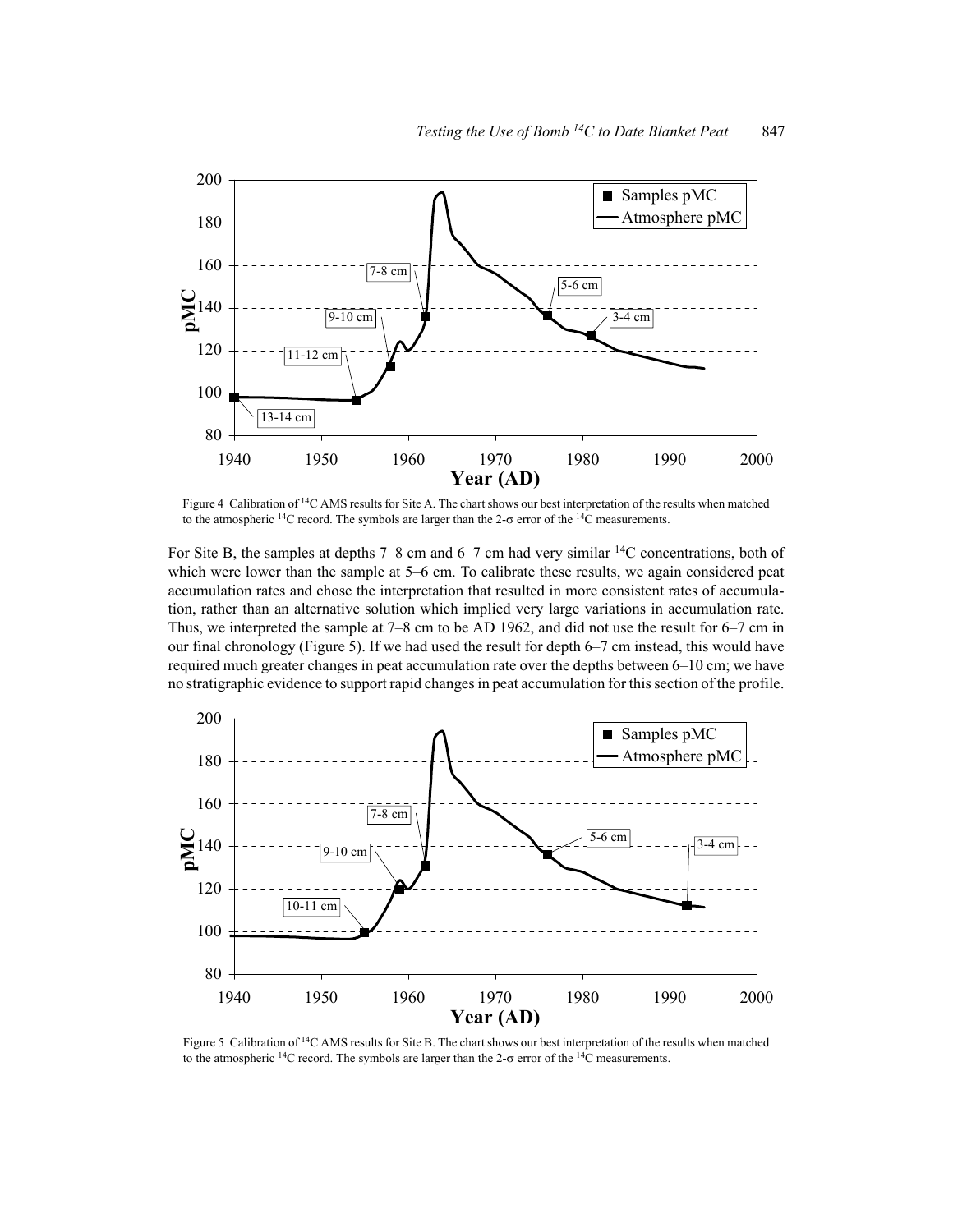Figure 4 Calibration of $^{14}C$ AMS results for Site A. The chart shows our best interpretation of the results when matched to the atmospheric $^{14}C$ record. The symbols are larger than the 2-σ error of the $^{14}C$ measurements.

For Site B, the samples at depths 7–8 cm and 6–7 cm had very similar $^{14}C$ concentrations, both of which were lower than the sample at 5–6 cm. To calibrate these results, we again considered peat accumulation rates and chose the interpretation that resulted in more consistent rates of accumulation, rather than an alternative solution which implied very large variations in accumulation rate. Thus, we interpreted the sample at 7–8 cm to be AD 1962, and did not use the result for 6–7 cm in our final chronology (Figure 5). If we had used the result for depth 6–7 cm instead, this would have required much greater changes in peat accumulation rate over the depths between 6–10 cm; we have no stratigraphic evidence to support rapid changes in peat accumulation for this section of the profile.

Figure 5 Calibration of $^{14}C$ AMS results for Site B. The chart shows our best interpretation of the results when matched to the atmospheric $^{14}C$ record. The symbols are larger than the 2-σ error of the $^{14}C$ measurements.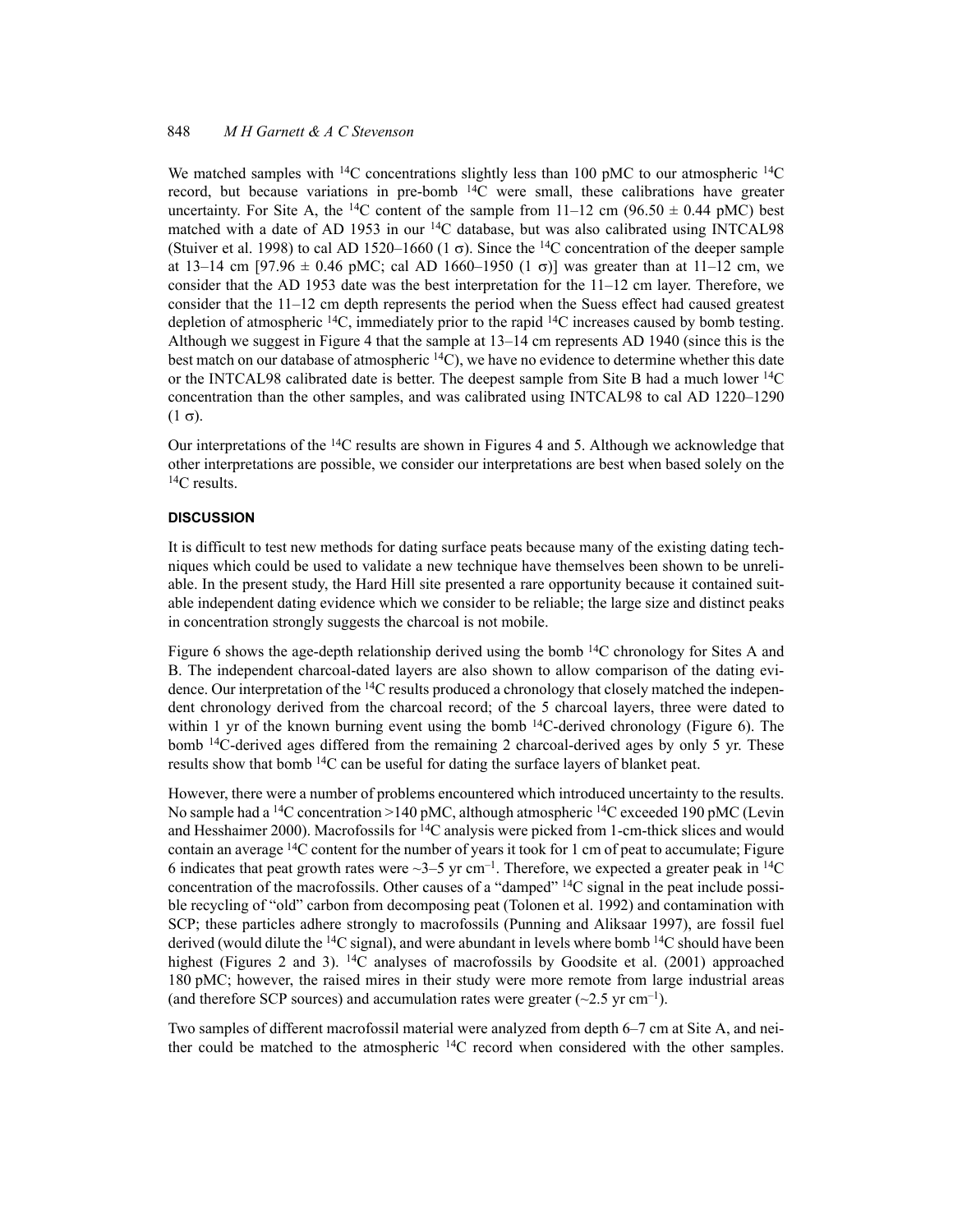We matched samples with $^{14}C$ concentrations slightly less than 100 pMC to our atmospheric $^{14}C$ record, but because variations in pre-bomb $^{14}C$ were small, these calibrations have greater uncertainty. For Site A, the $^{14}C$ content of the sample from 11–12 cm (96.50 ± 0.44 pMC) best matched with a date of AD 1953 in our $^{14}C$ database, but was also calibrated using INTCAL98 (Stuiver et al. 1998) to cal AD 1520–1660 (1 σ). Since the $^{14}C$ concentration of the deeper sample at 13–14 cm [97.96 ± 0.46 pMC; cal AD 1660–1950 (1 σ)] was greater than at 11–12 cm, we consider that the AD 1953 date was the best interpretation for the 11–12 cm layer. Therefore, we consider that the 11–12 cm depth represents the period when the Suess effect had caused greatest depletion of atmospheric $^{14}C$, immediately prior to the rapid $^{14}C$ increases caused by bomb testing. Although we suggest in Figure 4 that the sample at 13–14 cm represents AD 1940 (since this is the best match on our database of atmospheric $^{14}C$), we have no evidence to determine whether this date or the INTCAL98 calibrated date is better. The deepest sample from Site B had a much lower $^{14}C$ concentration than the other samples, and was calibrated using INTCAL98 to cal AD 1220–1290 (1 σ).

Our interpretations of the $^{14}C$ results are shown in Figures 4 and 5. Although we acknowledge that other interpretations are possible, we consider our interpretations are best when based solely on the $^{14}C$ results.

## DISCUSSION

It is difficult to test new methods for dating surface peats because many of the existing dating techniques which could be used to validate a new technique have themselves been shown to be unreliable. In the present study, the Hard Hill site presented a rare opportunity because it contained suitable independent dating evidence which we consider to be reliable; the large size and distinct peaks in concentration strongly suggests the charcoal is not mobile.

Figure 6 shows the age-depth relationship derived using the bomb $^{14}C$ chronology for Sites A and B. The independent charcoal-dated layers are also shown to allow comparison of the dating evidence. Our interpretation of the $^{14}C$ results produced a chronology that closely matched the independent chronology derived from the charcoal record; of the 5 charcoal layers, three were dated to within 1 yr of the known burning event using the bomb $^{14}C$-derived chronology (Figure 6). The bomb $^{14}C$-derived ages differed from the remaining 2 charcoal-derived ages by only 5 yr. These results show that bomb $^{14}C$ can be useful for dating the surface layers of blanket peat.

However, there were a number of problems encountered which introduced uncertainty to the results. No sample had a $^{14}C$ concentration >140 pMC, although atmospheric $^{14}C$ exceeded 190 pMC (Levin and Hesshaimer 2000). Macrofossils for $^{14}C$ analysis were picked from 1-cm-thick slices and would contain an average $^{14}C$ content for the number of years it took for 1 cm of peat to accumulate; Figure 6 indicates that peat growth rates were ~3–5 yr $cm^{-1}$. Therefore, we expected a greater peak in $^{14}C$ concentration of the macrofossils. Other causes of a "damped" $^{14}C$ signal in the peat include possible recycling of "old" carbon from decomposing peat (Tolonen et al. 1992) and contamination with SCP; these particles adhere strongly to macrofossils (Punning and Aliksaar 1997), are fossil fuel derived (would dilute the $^{14}C$ signal), and were abundant in levels where bomb $^{14}C$ should have been highest (Figures 2 and 3). $^{14}C$ analyses of macrofossils by Goodsite et al. (2001) approached 180 pMC; however, the raised mires in their study were more remote from large industrial areas (and therefore SCP sources) and accumulation rates were greater (~2.5 yr $cm^{-1}$).

Two samples of different macrofossil material were analyzed from depth 6–7 cm at Site A, and neither could be matched to the atmospheric $^{14}C$ record when considered with the other samples.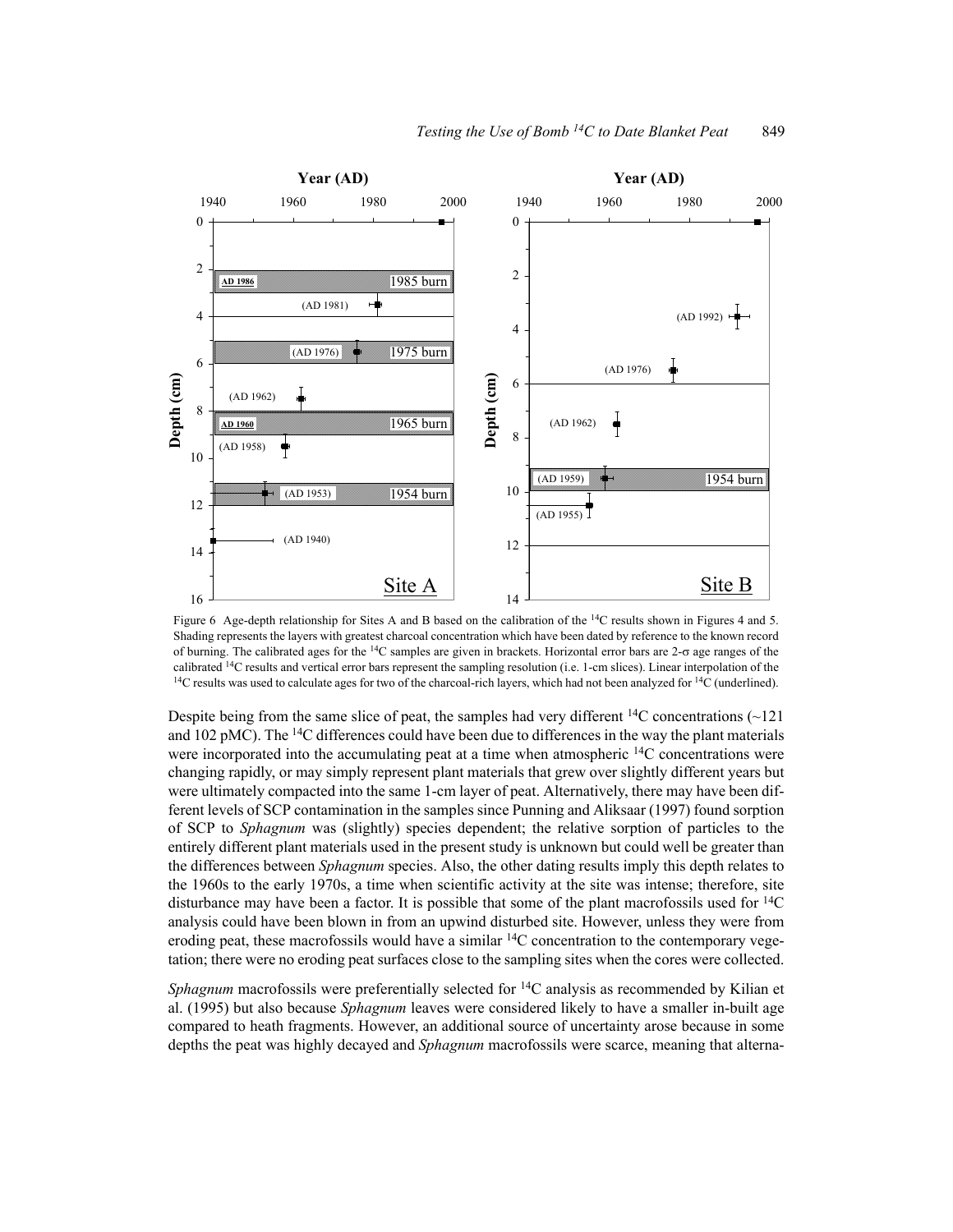Figure 6 Age-depth relationship for Sites A and B based on the calibration of the $^{14}C$ results shown in Figures 4 and 5. Shading represents the layers with greatest charcoal concentration which have been dated by reference to the known record of burning. The calibrated ages for the $^{14}C$ samples are given in brackets. Horizontal error bars are 2-σ age ranges of the calibrated $^{14}C$ results and vertical error bars represent the sampling resolution (i.e. 1-cm slices). Linear interpolation of the $^{14}C$ results was used to calculate ages for two of the charcoal-rich layers, which had not been analyzed for $^{14}C$ (underlined).

Despite being from the same slice of peat, the samples had very different $^{14}C$ concentrations (~121 and 102 pMC). The $^{14}C$ differences could have been due to differences in the way the plant materials were incorporated into the accumulating peat at a time when atmospheric $^{14}C$ concentrations were changing rapidly, or may simply represent plant materials that grew over slightly different years but were ultimately compacted into the same 1-cm layer of peat. Alternatively, there may have been different levels of SCP contamination in the samples since Punning and Aliksaar (1997) found sorption of SCP to *Sphagnum* was (slightly) species dependent; the relative sorption of particles to the entirely different plant materials used in the present study is unknown but could well be greater than the differences between *Sphagnum* species. Also, the other dating results imply this depth relates to the 1960s to the early 1970s, a time when scientific activity at the site was intense; therefore, site disturbance may have been a factor. It is possible that some of the plant macrofossils used for $^{14}C$ analysis could have been blown in from an upwind disturbed site. However, unless they were from eroding peat, these macrofossils would have a similar $^{14}C$ concentration to the contemporary vegetation; there were no eroding peat surfaces close to the sampling sites when the cores were collected.

*Sphagnum* macrofossils were preferentially selected for $^{14}C$ analysis as recommended by Kilian et al. (1995) but also because *Sphagnum* leaves were considered likely to have a smaller in-built age compared to heath fragments. However, an additional source of uncertainty arose because in some depths the peat was highly decayed and *Sphagnum* macrofossils were scarce, meaning that alterna-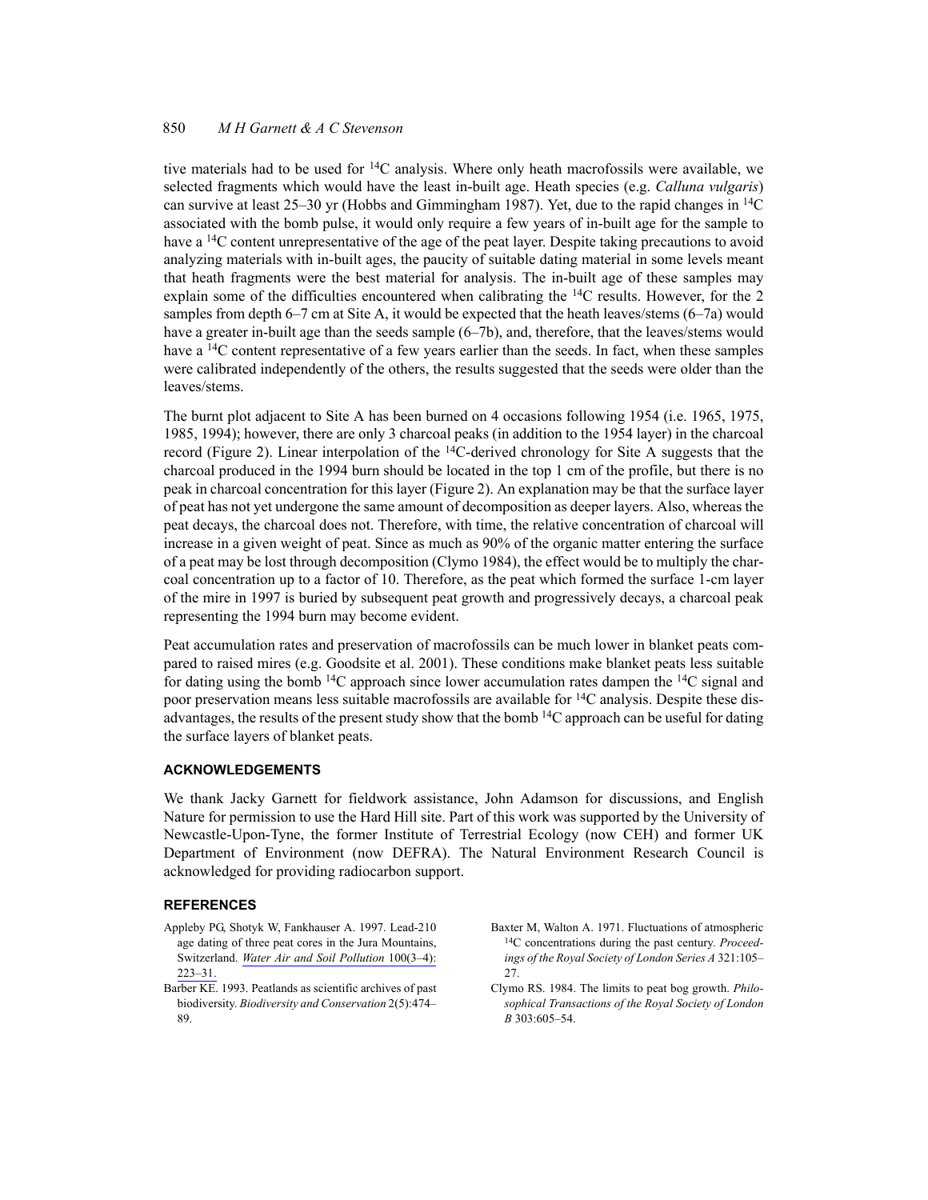tive materials had to be used for $^{14}C$ analysis. Where only heath macrofossils were available, we selected fragments which would have the least in-built age. Heath species (e.g. *Calluna vulgaris*) can survive at least 25–30 yr (Hobbs and Gimmingham 1987). Yet, due to the rapid changes in $^{14}C$ associated with the bomb pulse, it would only require a few years of in-built age for the sample to have a $^{14}C$ content unrepresentative of the age of the peat layer. Despite taking precautions to avoid analyzing materials with in-built ages, the paucity of suitable dating material in some levels meant that heath fragments were the best material for analysis. The in-built age of these samples may explain some of the difficulties encountered when calibrating the $^{14}C$ results. However, for the 2 samples from depth 6–7 cm at Site A, it would be expected that the heath leaves/stems (6–7a) would have a greater in-built age than the seeds sample (6–7b), and, therefore, that the leaves/stems would have a $^{14}C$ content representative of a few years earlier than the seeds. In fact, when these samples were calibrated independently of the others, the results suggested that the seeds were older than the leaves/stems.

The burnt plot adjacent to Site A has been burned on 4 occasions following 1954 (i.e. 1965, 1975, 1985, 1994); however, there are only 3 charcoal peaks (in addition to the 1954 layer) in the charcoal record (Figure 2). Linear interpolation of the $^{14}C$-derived chronology for Site A suggests that the charcoal produced in the 1994 burn should be located in the top 1 cm of the profile, but there is no peak in charcoal concentration for this layer (Figure 2). An explanation may be that the surface layer of peat has not yet undergone the same amount of decomposition as deeper layers. Also, whereas the peat decays, the charcoal does not. Therefore, with time, the relative concentration of charcoal will increase in a given weight of peat. Since as much as 90% of the organic matter entering the surface of a peat may be lost through decomposition (Clymo 1984), the effect would be to multiply the charcoal concentration up to a factor of 10. Therefore, as the peat which formed the surface 1-cm layer of the mire in 1997 is buried by subsequent peat growth and progressively decays, a charcoal peak representing the 1994 burn may become evident.

Peat accumulation rates and preservation of macrofossils can be much lower in blanket peats compared to raised mires (e.g. Goodsite et al. 2001). These conditions make blanket peats less suitable for dating using the bomb $^{14}C$ approach since lower accumulation rates dampen the $^{14}C$ signal and poor preservation means less suitable macrofossils are available for $^{14}C$ analysis. Despite these disadvantages, the results of the present study show that the bomb $^{14}C$ approach can be useful for dating the surface layers of blanket peats.

## ACKNOWLEDGEMENTS

We thank Jacky Garnett for fieldwork assistance, John Adamson for discussions, and English Nature for permission to use the Hard Hill site. Part of this work was supported by the University of Newcastle-Upon-Tyne, the former Institute of Terrestrial Ecology (now CEH) and former UK Department of Environment (now DEFRA). The Natural Environment Research Council is acknowledged for providing radiocarbon support.

## REFERENCES

Appleby PG, Shotyk W, Fankhauser A. 1997. Lead-210 age dating of three peat cores in the Jura Mountains, Switzerland. *Water Air and Soil Pollution* 100(3–4): 223–31.

Barber KE. 1993. Peatlands as scientific archives of past biodiversity. *Biodiversity and Conservation* 2(5):474–89.

Baxter M, Walton A. 1971. Fluctuations of atmospheric $^{14}C$ concentrations during the past century. *Proceedings of the Royal Society of London Series A* 321:105–27.

Clymo RS. 1984. The limits to peat bog growth. *Philosophical Transactions of the Royal Society of London B* 303:605–54.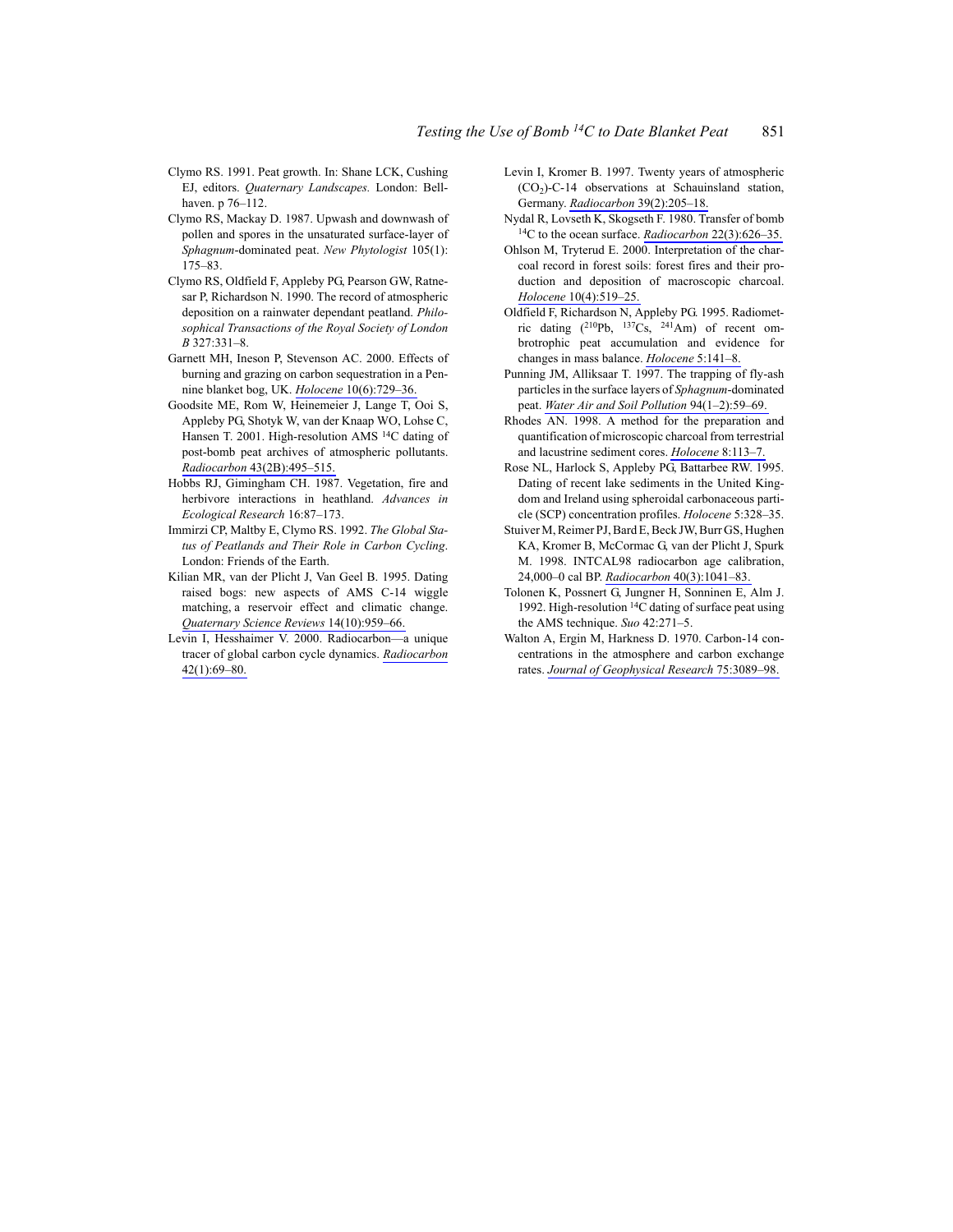Clymo RS. 1991. Peat growth. In: Shane LCK, Cushing EJ, editors. *Quaternary Landscapes*. London: Bellhaven. p 76–112.

Clymo RS, Mackay D. 1987. Upwash and downwash of pollen and spores in the unsaturated surface-layer of *Sphagnum*-dominated peat. *New Phytologist* 105(1): 175–83.

Clymo RS, Oldfield F, Appleby PG, Pearson GW, Ratnesar P, Richardson N. 1990. The record of atmospheric deposition on a rainwater dependant peatland. *Philosophical Transactions of the Royal Society of London B* 327:331–8.

Garnett MH, Ineson P, Stevenson AC. 2000. Effects of burning and grazing on carbon sequestration in a Pennine blanket bog, UK. *Holocene* 10(6):729–36.

Goodsite ME, Rom W, Heinemeier J, Lange T, Ooi S, Appleby PG, Shotyk W, van der Knaap WO, Lohse C, Hansen T. 2001. High-resolution AMS $^{14}C$ dating of post-bomb peat archives of atmospheric pollutants. *Radiocarbon* 43(2B):495–515.

Hobbs RJ, Gimingham CH. 1987. Vegetation, fire and herbivore interactions in heathland. *Advances in Ecological Research* 16:87–173.

Immirzi CP, Maltby E, Clymo RS. 1992. *The Global Status of Peatlands and Their Role in Carbon Cycling*. London: Friends of the Earth.

Kilian MR, van der Plicht J, Van Geel B. 1995. Dating raised bogs: new aspects of AMS C-14 wiggle matching, a reservoir effect and climatic change. *Quaternary Science Reviews* 14(10):959–66.

Levin I, Hesshaimer V. 2000. Radiocarbon—a unique tracer of global carbon cycle dynamics. *Radiocarbon* 42(1):69–80.

Levin I, Kromer B. 1997. Twenty years of atmospheric $(CO_2)$-C-14 observations at Schauinsland station, Germany. *Radiocarbon* 39(2):205–18.

Nydal R, Lovseth K, Skogseth F. 1980. Transfer of bomb $^{14}C$ to the ocean surface. *Radiocarbon* 22(3):626–35.

Ohlson M, Tryterud E. 2000. Interpretation of the charcoal record in forest soils: forest fires and their production and deposition of macroscopic charcoal. *Holocene* 10(4):519–25.

Oldfield F, Richardson N, Appleby PG. 1995. Radiometric dating ($^{210}Pb$, $^{137}Cs$, $^{241}Am$) of recent ombrotrophic peat accumulation and evidence for changes in mass balance. *Holocene* 5:141–8.

Punning JM, Alliksaar T. 1997. The trapping of fly-ash particles in the surface layers of *Sphagnum*-dominated peat. *Water Air and Soil Pollution* 94(1–2):59–69.

Rhodes AN. 1998. A method for the preparation and quantification of microscopic charcoal from terrestrial and lacustrine sediment cores. *Holocene* 8:113–7.

Rose NL, Harlock S, Appleby PG, Battarbee RW. 1995. Dating of recent lake sediments in the United Kingdom and Ireland using spheroidal carbonaceous particle (SCP) concentration profiles. *Holocene* 5:328–35.

Stuiver M, Reimer PJ, Bard E, Beck JW, Burr GS, Hughen KA, Kromer B, McCormac G, van der Plicht J, Spurk M. 1998. INTCAL98 radiocarbon age calibration, 24,000–0 cal BP. *Radiocarbon* 40(3):1041–83.

Tolonen K, Possnert G, Jungner H, Sonninen E, Alm J. 1992. High-resolution $^{14}C$ dating of surface peat using the AMS technique. *Suo* 42:271–5.

Walton A, Ergin M, Harkness D. 1970. Carbon-14 concentrations in the atmosphere and carbon exchange rates. *Journal of Geophysical Research* 75:3089–98.